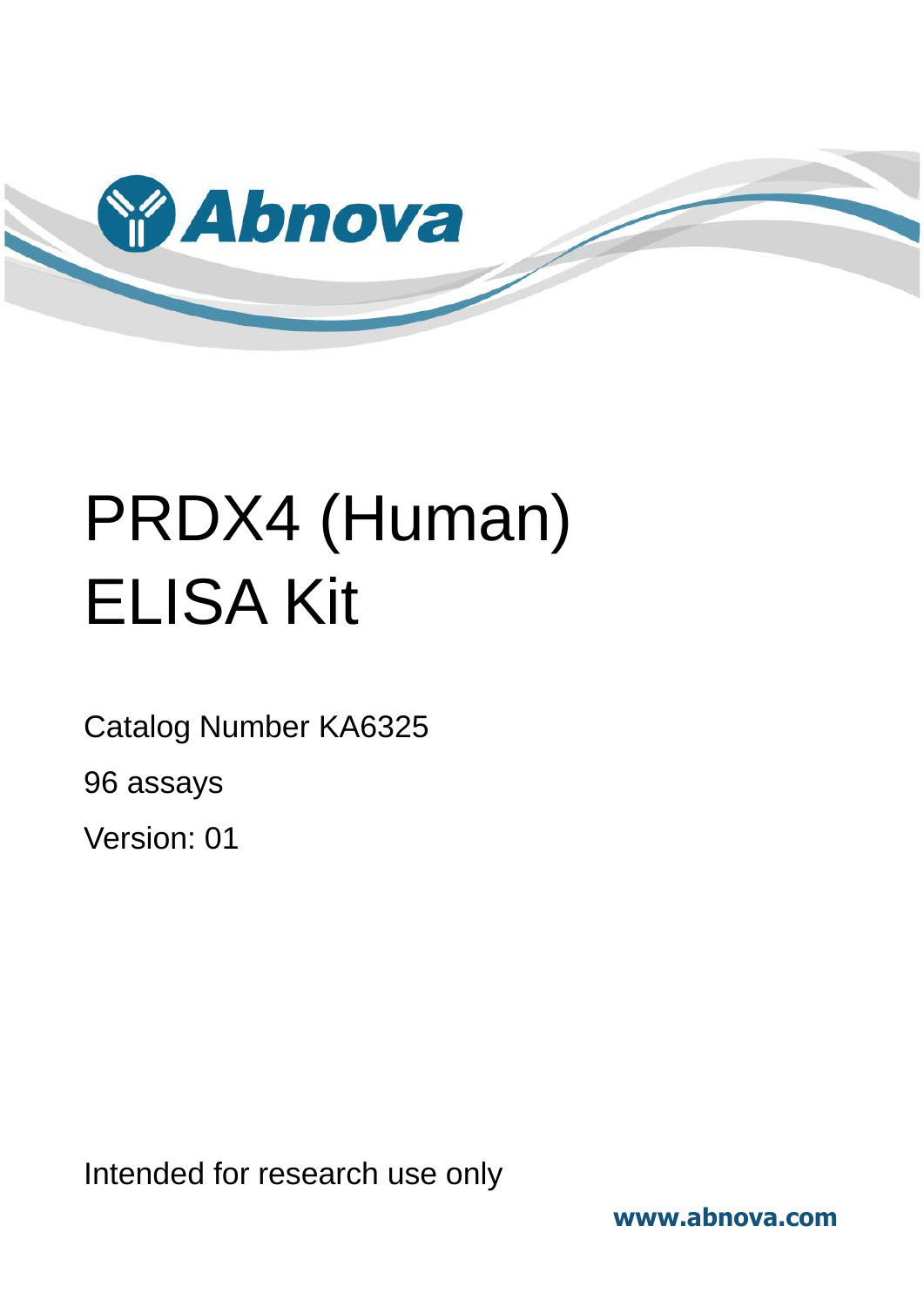Abnova

# PRDX4 (Human) ELISA Kit

Catalog Number KA6325

96 assays

Version: 01

Intended for research use only

www.abnova.com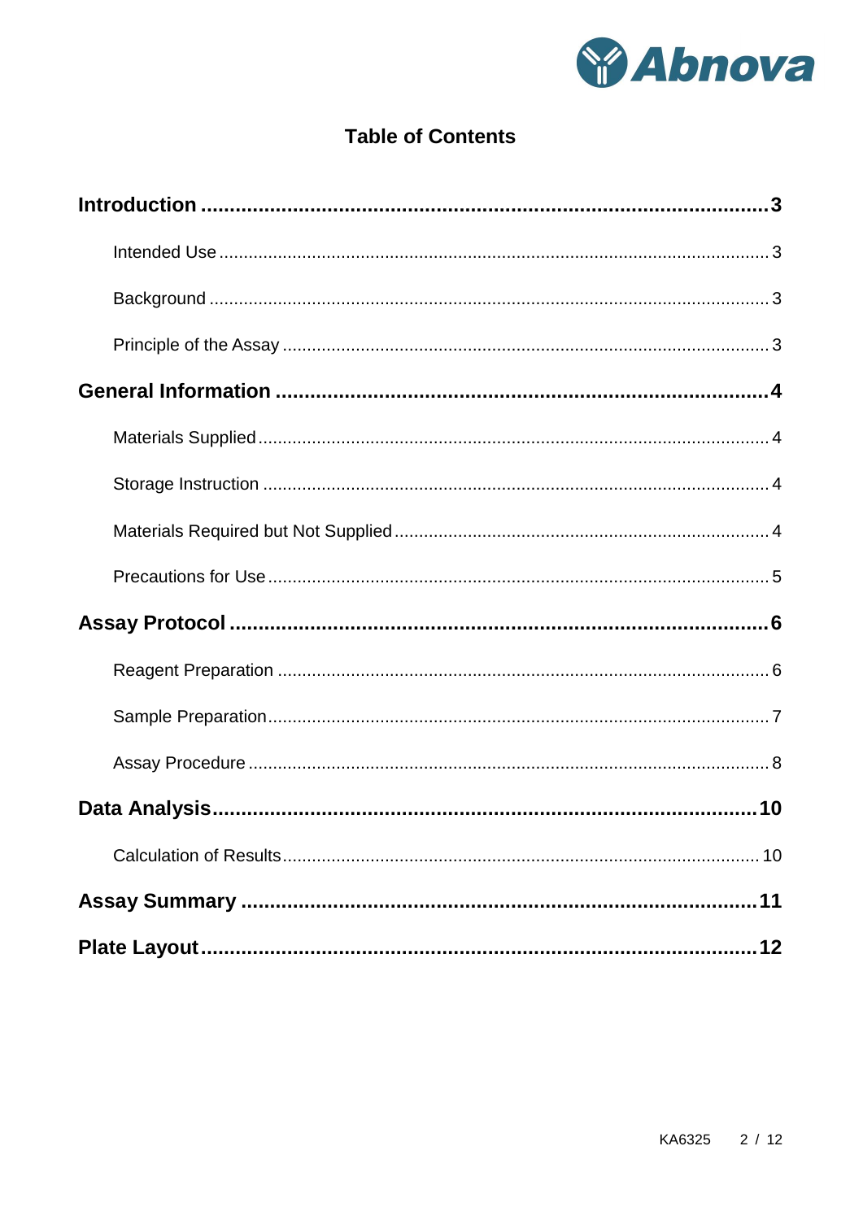# Table of Contents

**Introduction** ............................................................ **3**

- Intended Use ............................................................ 3
- Background ............................................................ 3
- Principle of the Assay ............................................................ 3

**General Information** ............................................................ **4**

- Materials Supplied ............................................................ 4
- Storage Instruction ............................................................ 4
- Materials Required but Not Supplied ............................................................ 4
- Precautions for Use ............................................................ 5

**Assay Protocol** ............................................................ **6**

- Reagent Preparation ............................................................ 6
- Sample Preparation ............................................................ 7
- Assay Procedure ............................................................ 8

**Data Analysis** ............................................................ **10**

- Calculation of Results ............................................................ 10

**Assay Summary** ............................................................ **11**

**Plate Layout** ............................................................ **12**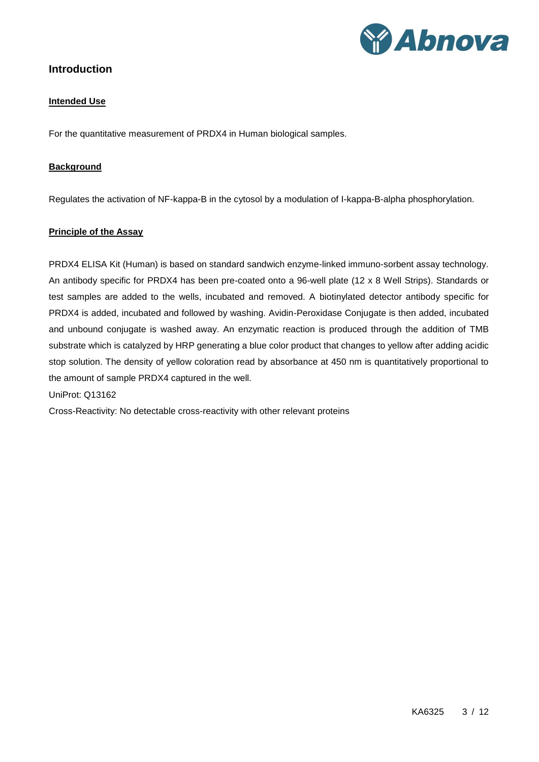# Introduction

## Intended Use

For the quantitative measurement of PRDX4 in Human biological samples.

## Background

Regulates the activation of NF-kappa-B in the cytosol by a modulation of I-kappa-B-alpha phosphorylation.

## Principle of the Assay

PRDX4 ELISA Kit (Human) is based on standard sandwich enzyme-linked immuno-sorbent assay technology. An antibody specific for PRDX4 has been pre-coated onto a 96-well plate (12 x 8 Well Strips). Standards or test samples are added to the wells, incubated and removed. A biotinylated detector antibody specific for PRDX4 is added, incubated and followed by washing. Avidin-Peroxidase Conjugate is then added, incubated and unbound conjugate is washed away. An enzymatic reaction is produced through the addition of TMB substrate which is catalyzed by HRP generating a blue color product that changes to yellow after adding acidic stop solution. The density of yellow coloration read by absorbance at 450 nm is quantitatively proportional to the amount of sample PRDX4 captured in the well.

UniProt: Q13162

Cross-Reactivity: No detectable cross-reactivity with other relevant proteins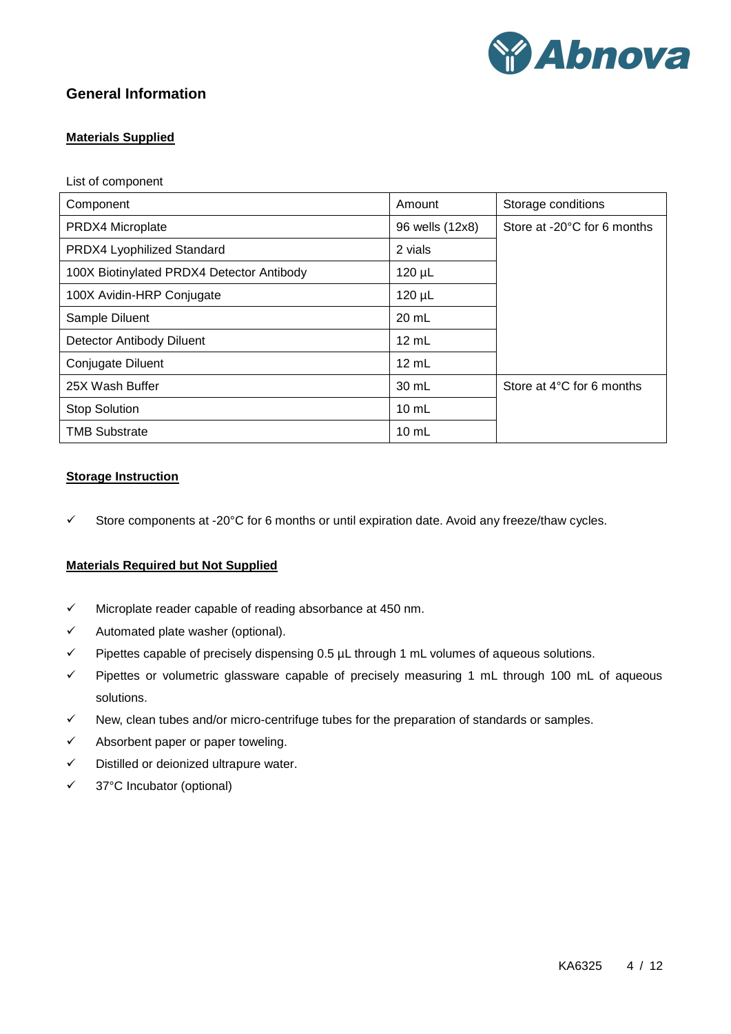## General Information

**Materials Supplied**

List of component

| Component | Amount | Storage conditions |
|---|---|---|
| PRDX4 Microplate | 96 wells (12x8) | Store at -20°C for 6 months |
| PRDX4 Lyophilized Standard | 2 vials | |
| 100X Biotinylated PRDX4 Detector Antibody | 120 µL | |
| 100X Avidin-HRP Conjugate | 120 µL | |
| Sample Diluent | 20 mL | |
| Detector Antibody Diluent | 12 mL | |
| Conjugate Diluent | 12 mL | |
| 25X Wash Buffer | 30 mL | Store at 4°C for 6 months |
| Stop Solution | 10 mL | |
| TMB Substrate | 10 mL | |

**Storage Instruction**

- ✓ Store components at -20°C for 6 months or until expiration date. Avoid any freeze/thaw cycles.

**Materials Required but Not Supplied**

- ✓ Microplate reader capable of reading absorbance at 450 nm.
- ✓ Automated plate washer (optional).
- ✓ Pipettes capable of precisely dispensing 0.5 µL through 1 mL volumes of aqueous solutions.
- ✓ Pipettes or volumetric glassware capable of precisely measuring 1 mL through 100 mL of aqueous solutions.
- ✓ New, clean tubes and/or micro-centrifuge tubes for the preparation of standards or samples.
- ✓ Absorbent paper or paper toweling.
- ✓ Distilled or deionized ultrapure water.
- ✓ 37°C Incubator (optional)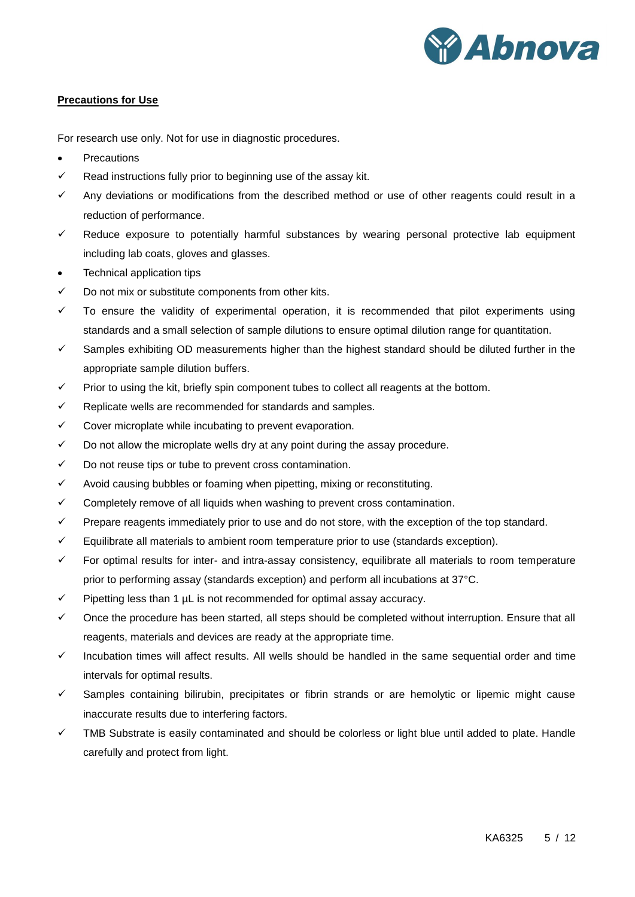## Precautions for Use

For research use only. Not for use in diagnostic procedures.

- Precautions
  - ✓ Read instructions fully prior to beginning use of the assay kit.
  - ✓ Any deviations or modifications from the described method or use of other reagents could result in a reduction of performance.
  - ✓ Reduce exposure to potentially harmful substances by wearing personal protective lab equipment including lab coats, gloves and glasses.
- Technical application tips
  - ✓ Do not mix or substitute components from other kits.
  - ✓ To ensure the validity of experimental operation, it is recommended that pilot experiments using standards and a small selection of sample dilutions to ensure optimal dilution range for quantitation.
  - ✓ Samples exhibiting OD measurements higher than the highest standard should be diluted further in the appropriate sample dilution buffers.
  - ✓ Prior to using the kit, briefly spin component tubes to collect all reagents at the bottom.
  - ✓ Replicate wells are recommended for standards and samples.
  - ✓ Cover microplate while incubating to prevent evaporation.
  - ✓ Do not allow the microplate wells dry at any point during the assay procedure.
  - ✓ Do not reuse tips or tube to prevent cross contamination.
  - ✓ Avoid causing bubbles or foaming when pipetting, mixing or reconstituting.
  - ✓ Completely remove of all liquids when washing to prevent cross contamination.
  - ✓ Prepare reagents immediately prior to use and do not store, with the exception of the top standard.
  - ✓ Equilibrate all materials to ambient room temperature prior to use (standards exception).
  - ✓ For optimal results for inter- and intra-assay consistency, equilibrate all materials to room temperature prior to performing assay (standards exception) and perform all incubations at 37°C.
  - ✓ Pipetting less than 1 µL is not recommended for optimal assay accuracy.
  - ✓ Once the procedure has been started, all steps should be completed without interruption. Ensure that all reagents, materials and devices are ready at the appropriate time.
  - ✓ Incubation times will affect results. All wells should be handled in the same sequential order and time intervals for optimal results.
  - ✓ Samples containing bilirubin, precipitates or fibrin strands or are hemolytic or lipemic might cause inaccurate results due to interfering factors.
  - ✓ TMB Substrate is easily contaminated and should be colorless or light blue until added to plate. Handle carefully and protect from light.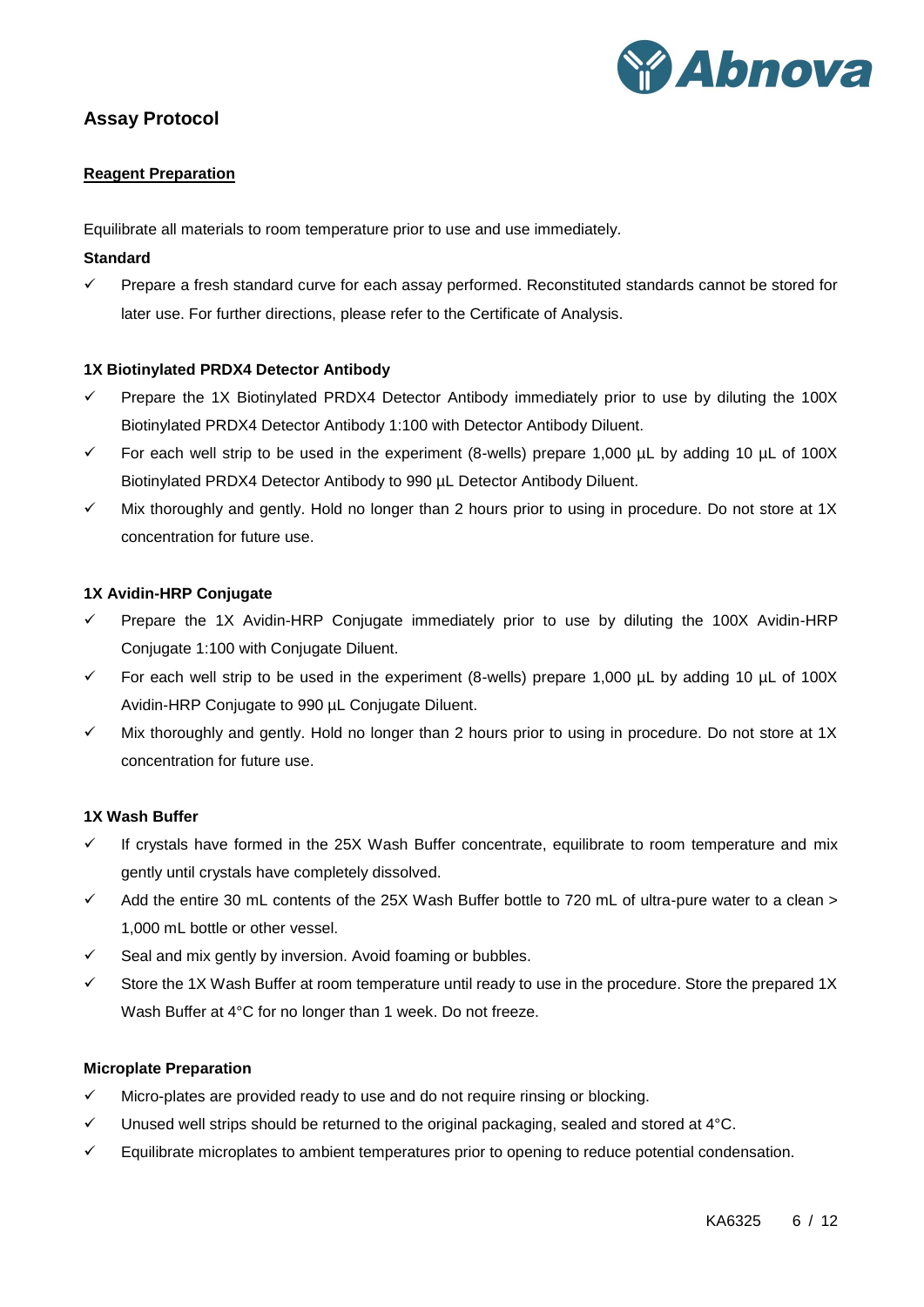## Assay Protocol

### Reagent Preparation

Equilibrate all materials to room temperature prior to use and use immediately.

**Standard**

- ✓ Prepare a fresh standard curve for each assay performed. Reconstituted standards cannot be stored for later use. For further directions, please refer to the Certificate of Analysis.

**1X Biotinylated PRDX4 Detector Antibody**

- ✓ Prepare the 1X Biotinylated PRDX4 Detector Antibody immediately prior to use by diluting the 100X Biotinylated PRDX4 Detector Antibody 1:100 with Detector Antibody Diluent.
- ✓ For each well strip to be used in the experiment (8-wells) prepare 1,000 µL by adding 10 µL of 100X Biotinylated PRDX4 Detector Antibody to 990 µL Detector Antibody Diluent.
- ✓ Mix thoroughly and gently. Hold no longer than 2 hours prior to using in procedure. Do not store at 1X concentration for future use.

**1X Avidin-HRP Conjugate**

- ✓ Prepare the 1X Avidin-HRP Conjugate immediately prior to use by diluting the 100X Avidin-HRP Conjugate 1:100 with Conjugate Diluent.
- ✓ For each well strip to be used in the experiment (8-wells) prepare 1,000 µL by adding 10 µL of 100X Avidin-HRP Conjugate to 990 µL Conjugate Diluent.
- ✓ Mix thoroughly and gently. Hold no longer than 2 hours prior to using in procedure. Do not store at 1X concentration for future use.

**1X Wash Buffer**

- ✓ If crystals have formed in the 25X Wash Buffer concentrate, equilibrate to room temperature and mix gently until crystals have completely dissolved.
- ✓ Add the entire 30 mL contents of the 25X Wash Buffer bottle to 720 mL of ultra-pure water to a clean > 1,000 mL bottle or other vessel.
- ✓ Seal and mix gently by inversion. Avoid foaming or bubbles.
- ✓ Store the 1X Wash Buffer at room temperature until ready to use in the procedure. Store the prepared 1X Wash Buffer at 4°C for no longer than 1 week. Do not freeze.

**Microplate Preparation**

- ✓ Micro-plates are provided ready to use and do not require rinsing or blocking.
- ✓ Unused well strips should be returned to the original packaging, sealed and stored at 4°C.
- ✓ Equilibrate microplates to ambient temperatures prior to opening to reduce potential condensation.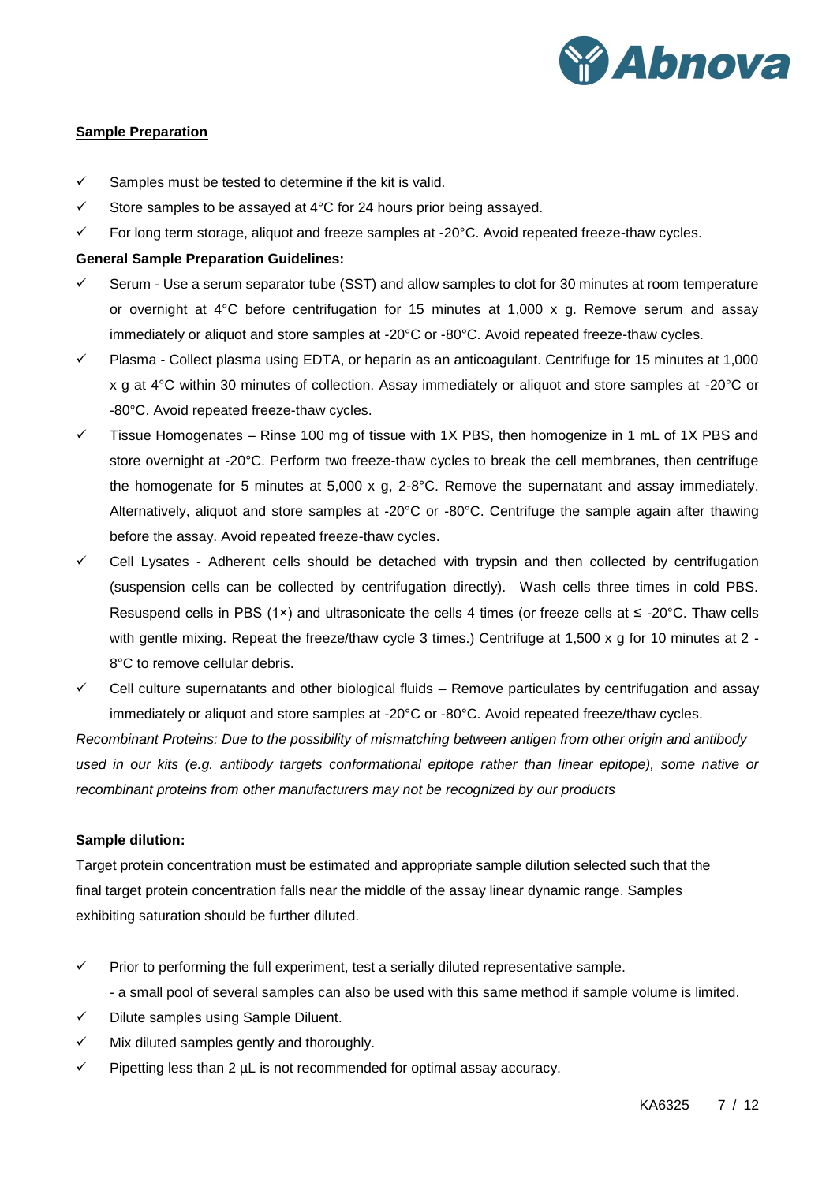**Sample Preparation**

- ✓ Samples must be tested to determine if the kit is valid.
- ✓ Store samples to be assayed at 4°C for 24 hours prior being assayed.
- ✓ For long term storage, aliquot and freeze samples at -20°C. Avoid repeated freeze-thaw cycles.

**General Sample Preparation Guidelines:**

- ✓ Serum - Use a serum separator tube (SST) and allow samples to clot for 30 minutes at room temperature or overnight at 4°C before centrifugation for 15 minutes at 1,000 x g. Remove serum and assay immediately or aliquot and store samples at -20°C or -80°C. Avoid repeated freeze-thaw cycles.
- ✓ Plasma - Collect plasma using EDTA, or heparin as an anticoagulant. Centrifuge for 15 minutes at 1,000 x g at 4°C within 30 minutes of collection. Assay immediately or aliquot and store samples at -20°C or -80°C. Avoid repeated freeze-thaw cycles.
- ✓ Tissue Homogenates – Rinse 100 mg of tissue with 1X PBS, then homogenize in 1 mL of 1X PBS and store overnight at -20°C. Perform two freeze-thaw cycles to break the cell membranes, then centrifuge the homogenate for 5 minutes at 5,000 x g, 2-8°C. Remove the supernatant and assay immediately. Alternatively, aliquot and store samples at -20°C or -80°C. Centrifuge the sample again after thawing before the assay. Avoid repeated freeze-thaw cycles.
- ✓ Cell Lysates - Adherent cells should be detached with trypsin and then collected by centrifugation (suspension cells can be collected by centrifugation directly). Wash cells three times in cold PBS. Resuspend cells in PBS (1×) and ultrasonicate the cells 4 times (or freeze cells at ≤ -20°C. Thaw cells with gentle mixing. Repeat the freeze/thaw cycle 3 times.) Centrifuge at 1,500 x g for 10 minutes at 2 - 8°C to remove cellular debris.
- ✓ Cell culture supernatants and other biological fluids – Remove particulates by centrifugation and assay immediately or aliquot and store samples at -20°C or -80°C. Avoid repeated freeze/thaw cycles.

*Recombinant Proteins: Due to the possibility of mismatching between antigen from other origin and antibody used in our kits (e.g. antibody targets conformational epitope rather than linear epitope), some native or recombinant proteins from other manufacturers may not be recognized by our products*

**Sample dilution:**

Target protein concentration must be estimated and appropriate sample dilution selected such that the final target protein concentration falls near the middle of the assay linear dynamic range. Samples exhibiting saturation should be further diluted.

- ✓ Prior to performing the full experiment, test a serially diluted representative sample.
  - a small pool of several samples can also be used with this same method if sample volume is limited.
- ✓ Dilute samples using Sample Diluent.
- ✓ Mix diluted samples gently and thoroughly.
- ✓ Pipetting less than 2 µL is not recommended for optimal assay accuracy.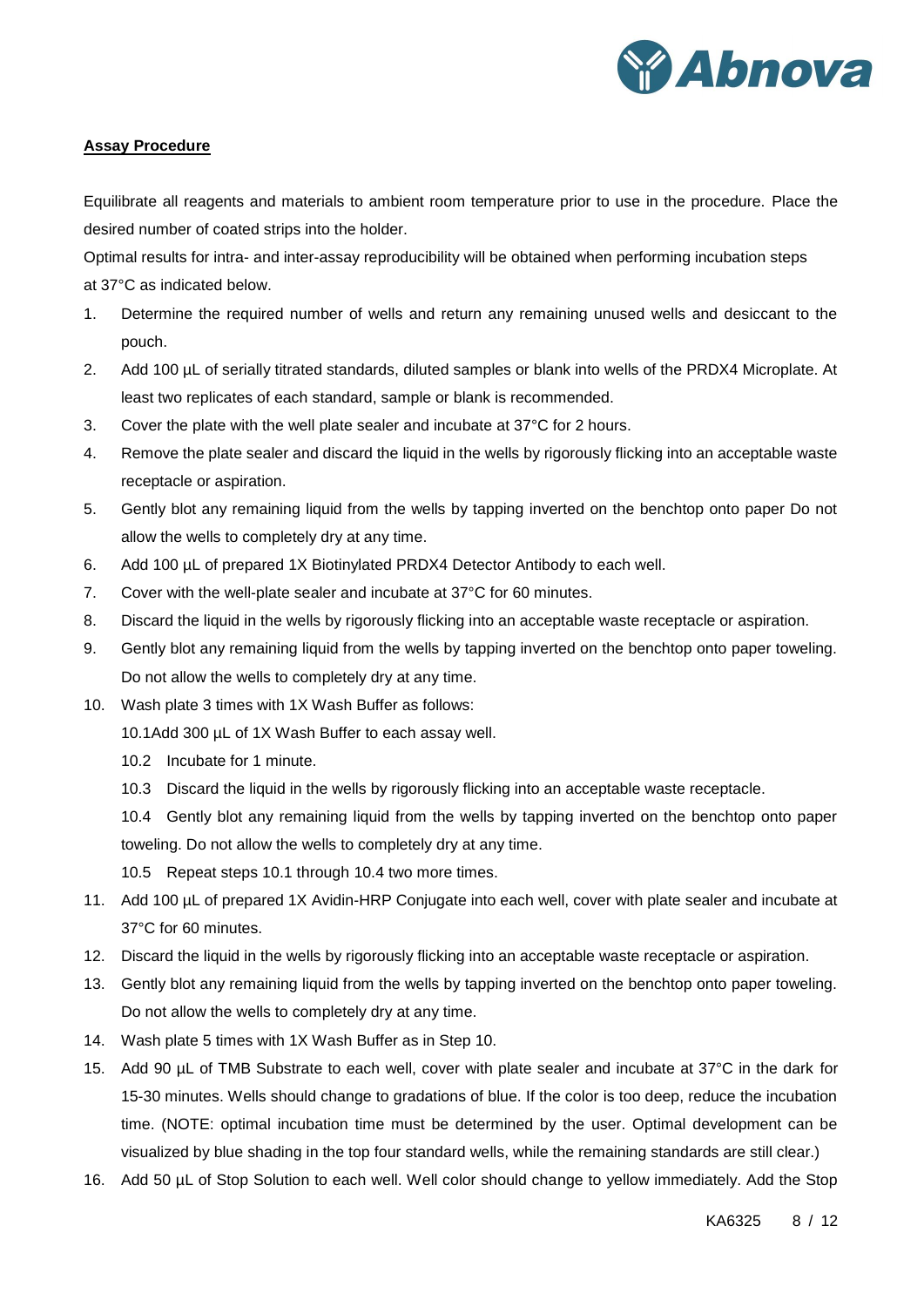## **Assay Procedure**

Equilibrate all reagents and materials to ambient room temperature prior to use in the procedure. Place the desired number of coated strips into the holder.

Optimal results for intra- and inter-assay reproducibility will be obtained when performing incubation steps at 37°C as indicated below.

1. Determine the required number of wells and return any remaining unused wells and desiccant to the pouch.
2. Add 100 µL of serially titrated standards, diluted samples or blank into wells of the PRDX4 Microplate. At least two replicates of each standard, sample or blank is recommended.
3. Cover the plate with the well plate sealer and incubate at 37°C for 2 hours.
4. Remove the plate sealer and discard the liquid in the wells by rigorously flicking into an acceptable waste receptacle or aspiration.
5. Gently blot any remaining liquid from the wells by tapping inverted on the benchtop onto paper Do not allow the wells to completely dry at any time.
6. Add 100 µL of prepared 1X Biotinylated PRDX4 Detector Antibody to each well.
7. Cover with the well-plate sealer and incubate at 37°C for 60 minutes.
8. Discard the liquid in the wells by rigorously flicking into an acceptable waste receptacle or aspiration.
9. Gently blot any remaining liquid from the wells by tapping inverted on the benchtop onto paper toweling. Do not allow the wells to completely dry at any time.
10. Wash plate 3 times with 1X Wash Buffer as follows:

    10.1 Add 300 µL of 1X Wash Buffer to each assay well.

    10.2 Incubate for 1 minute.

    10.3 Discard the liquid in the wells by rigorously flicking into an acceptable waste receptacle.

    10.4 Gently blot any remaining liquid from the wells by tapping inverted on the benchtop onto paper toweling. Do not allow the wells to completely dry at any time.

    10.5 Repeat steps 10.1 through 10.4 two more times.
11. Add 100 µL of prepared 1X Avidin-HRP Conjugate into each well, cover with plate sealer and incubate at 37°C for 60 minutes.
12. Discard the liquid in the wells by rigorously flicking into an acceptable waste receptacle or aspiration.
13. Gently blot any remaining liquid from the wells by tapping inverted on the benchtop onto paper toweling. Do not allow the wells to completely dry at any time.
14. Wash plate 5 times with 1X Wash Buffer as in Step 10.
15. Add 90 µL of TMB Substrate to each well, cover with plate sealer and incubate at 37°C in the dark for 15-30 minutes. Wells should change to gradations of blue. If the color is too deep, reduce the incubation time. (NOTE: optimal incubation time must be determined by the user. Optimal development can be visualized by blue shading in the top four standard wells, while the remaining standards are still clear.)
16. Add 50 µL of Stop Solution to each well. Well color should change to yellow immediately. Add the Stop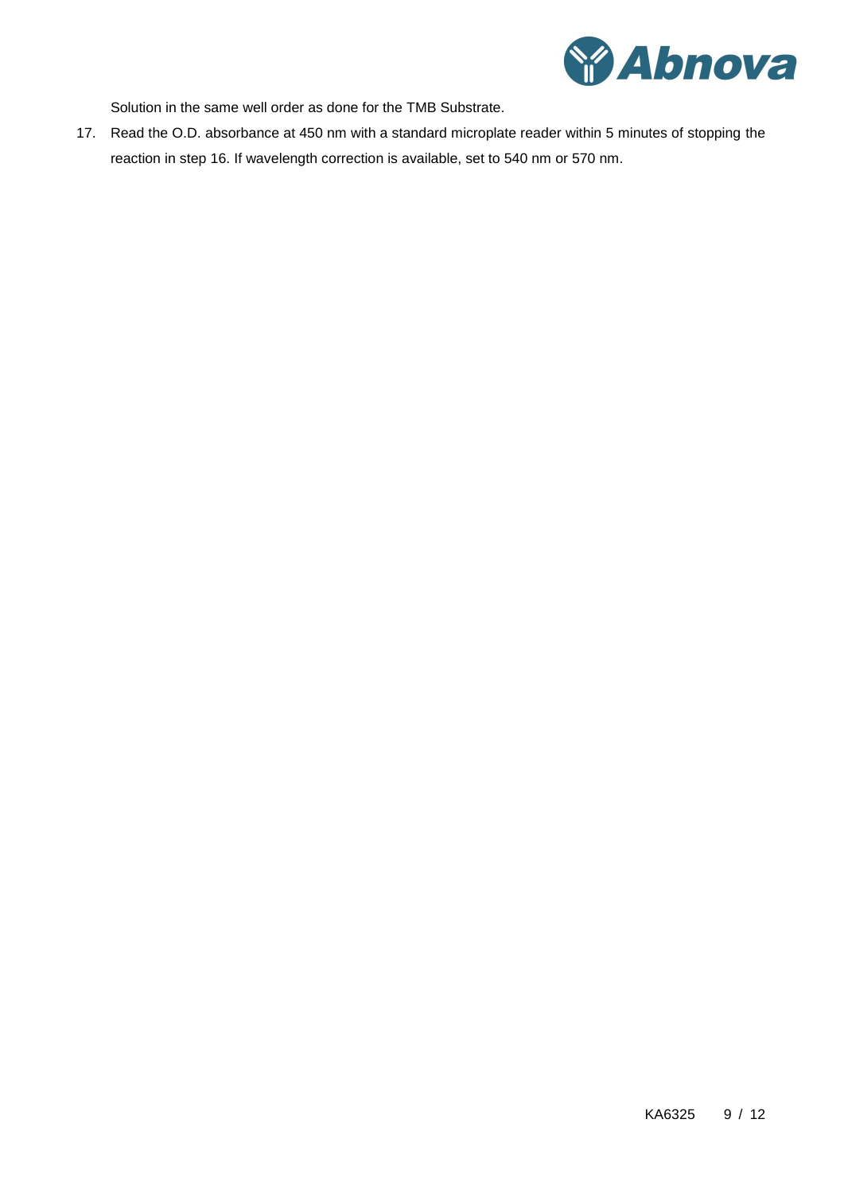Solution in the same well order as done for the TMB Substrate.

17. Read the O.D. absorbance at 450 nm with a standard microplate reader within 5 minutes of stopping the reaction in step 16. If wavelength correction is available, set to 540 nm or 570 nm.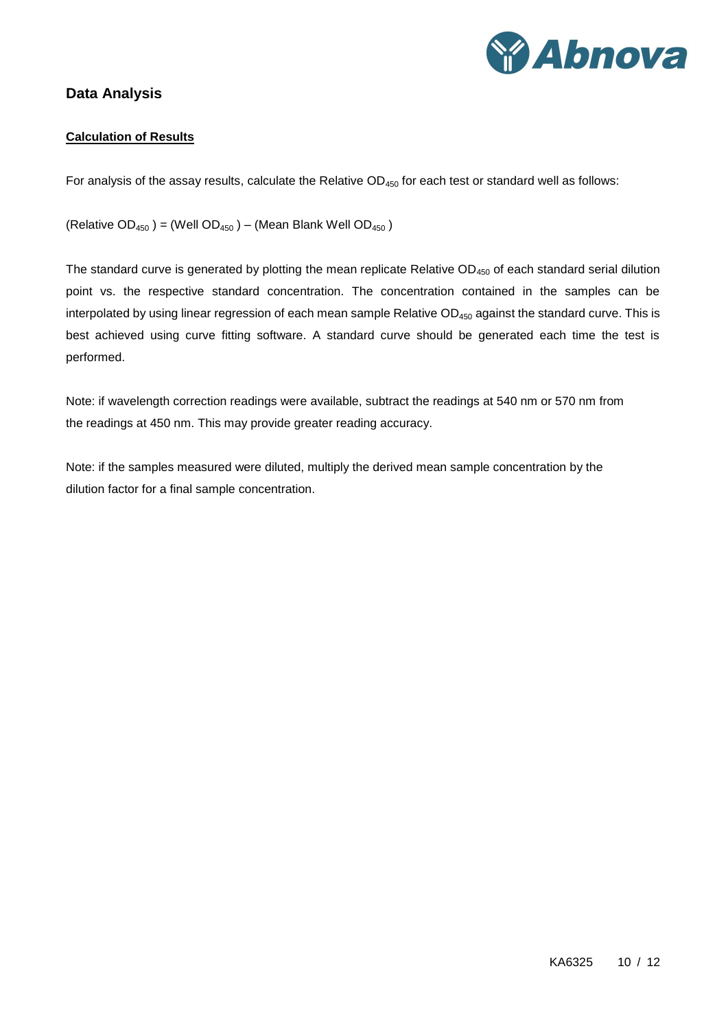## Data Analysis

### Calculation of Results

For analysis of the assay results, calculate the Relative $OD_{450}$ for each test or standard well as follows:

(Relative $OD_{450}$ ) = (Well $OD_{450}$ ) – (Mean Blank Well $OD_{450}$ )

The standard curve is generated by plotting the mean replicate Relative $OD_{450}$ of each standard serial dilution point vs. the respective standard concentration. The concentration contained in the samples can be interpolated by using linear regression of each mean sample Relative $OD_{450}$ against the standard curve. This is best achieved using curve fitting software. A standard curve should be generated each time the test is performed.

Note: if wavelength correction readings were available, subtract the readings at 540 nm or 570 nm from the readings at 450 nm. This may provide greater reading accuracy.

Note: if the samples measured were diluted, multiply the derived mean sample concentration by the dilution factor for a final sample concentration.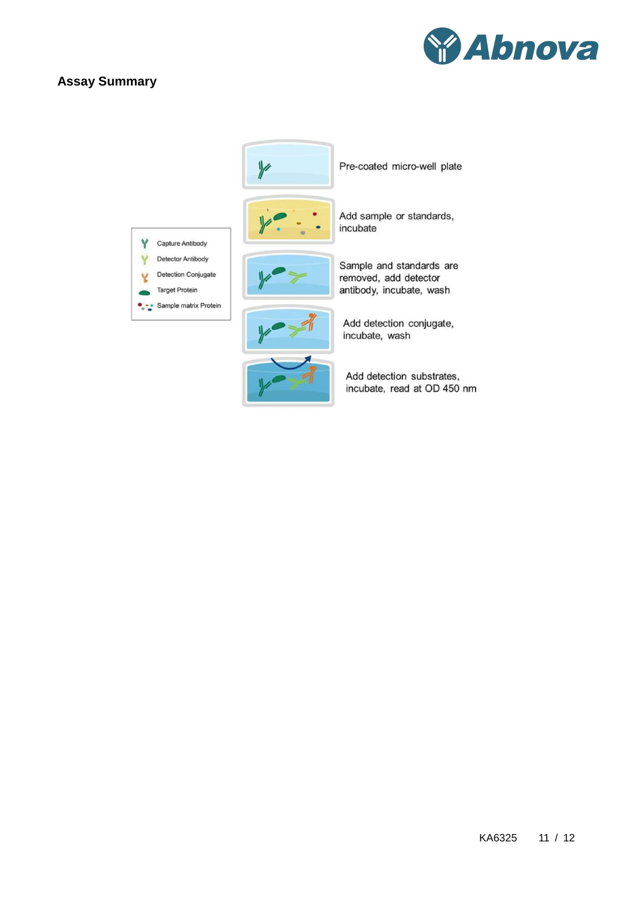## Assay Summary

Capture Antibody

Detector Antibody

Detection Conjugate

Target Protein

Sample matrix Protein

Pre-coated micro-well plate

Add sample or standards, incubate

Sample and standards are removed, add detector antibody, incubate, wash

Add detection conjugate, incubate, wash

Add detection substrates, incubate, read at OD 450 nm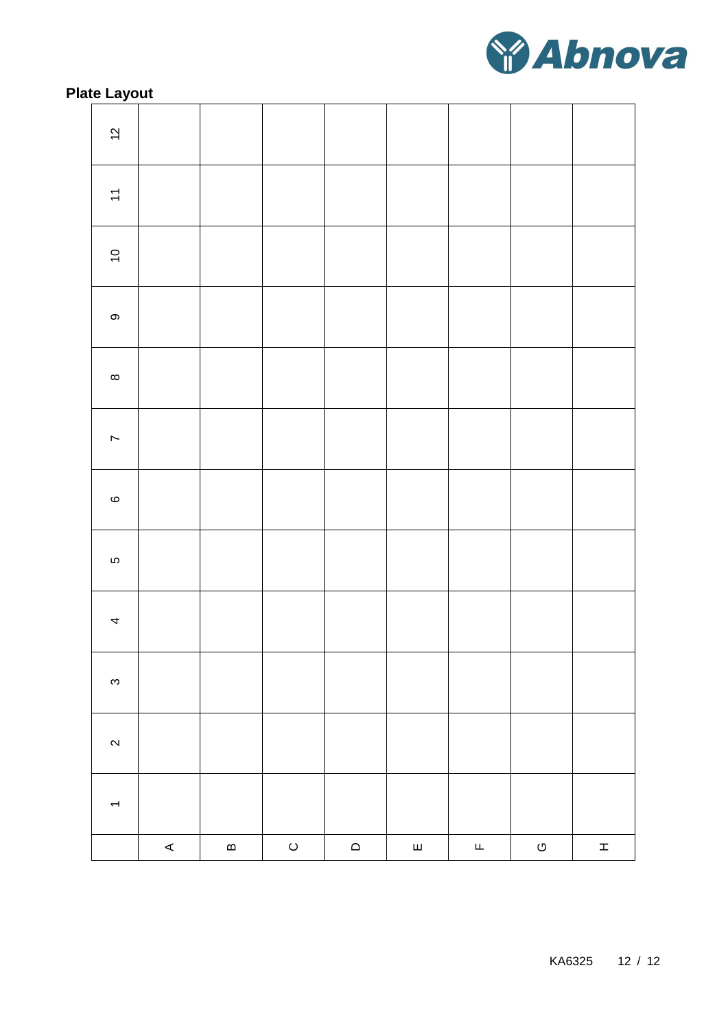## Plate Layout

| | 1 | 2 | 3 | 4 | 5 | 6 | 7 | 8 | 9 | 10 | 11 | 12 |
|---|---|---|---|---|---|---|---|---|---|---|---|---|
| A | | | | | | | | | | | | |
| B | | | | | | | | | | | | |
| C | | | | | | | | | | | | |
| D | | | | | | | | | | | | |
| E | | | | | | | | | | | | |
| F | | | | | | | | | | | | |
| G | | | | | | | | | | | | |
| H | | | | | | | | | | | | |